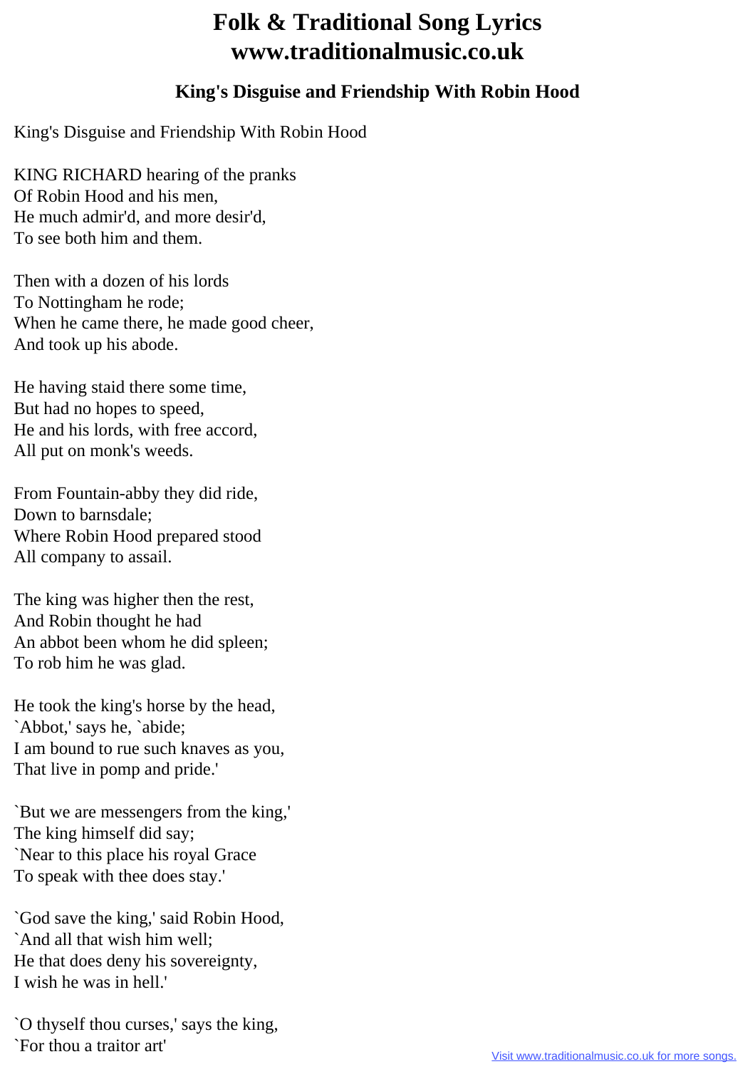# Folk & Traditional Song Lyrics
# www.traditionalmusic.co.uk

### King's Disguise and Friendship With Robin Hood

King's Disguise and Friendship With Robin Hood

KING RICHARD hearing of the pranks
Of Robin Hood and his men,
He much admir'd, and more desir'd,
To see both him and them.

Then with a dozen of his lords
To Nottingham he rode;
When he came there, he made good cheer,
And took up his abode.

He having staid there some time,
But had no hopes to speed,
He and his lords, with free accord,
All put on monk's weeds.

From Fountain-abby they did ride,
Down to barnsdale;
Where Robin Hood prepared stood
All company to assail.

The king was higher then the rest,
And Robin thought he had
An abbot been whom he did spleen;
To rob him he was glad.

He took the king's horse by the head,
`Abbot,' says he, `abide;
I am bound to rue such knaves as you,
That live in pomp and pride.'

`But we are messengers from the king,'
The king himself did say;
`Near to this place his royal Grace
To speak with thee does stay.'

`God save the king,' said Robin Hood,
`And all that wish him well;
He that does deny his sovereignty,
I wish he was in hell.'

`O thyself thou curses,' says the king,
`For thou a traitor art'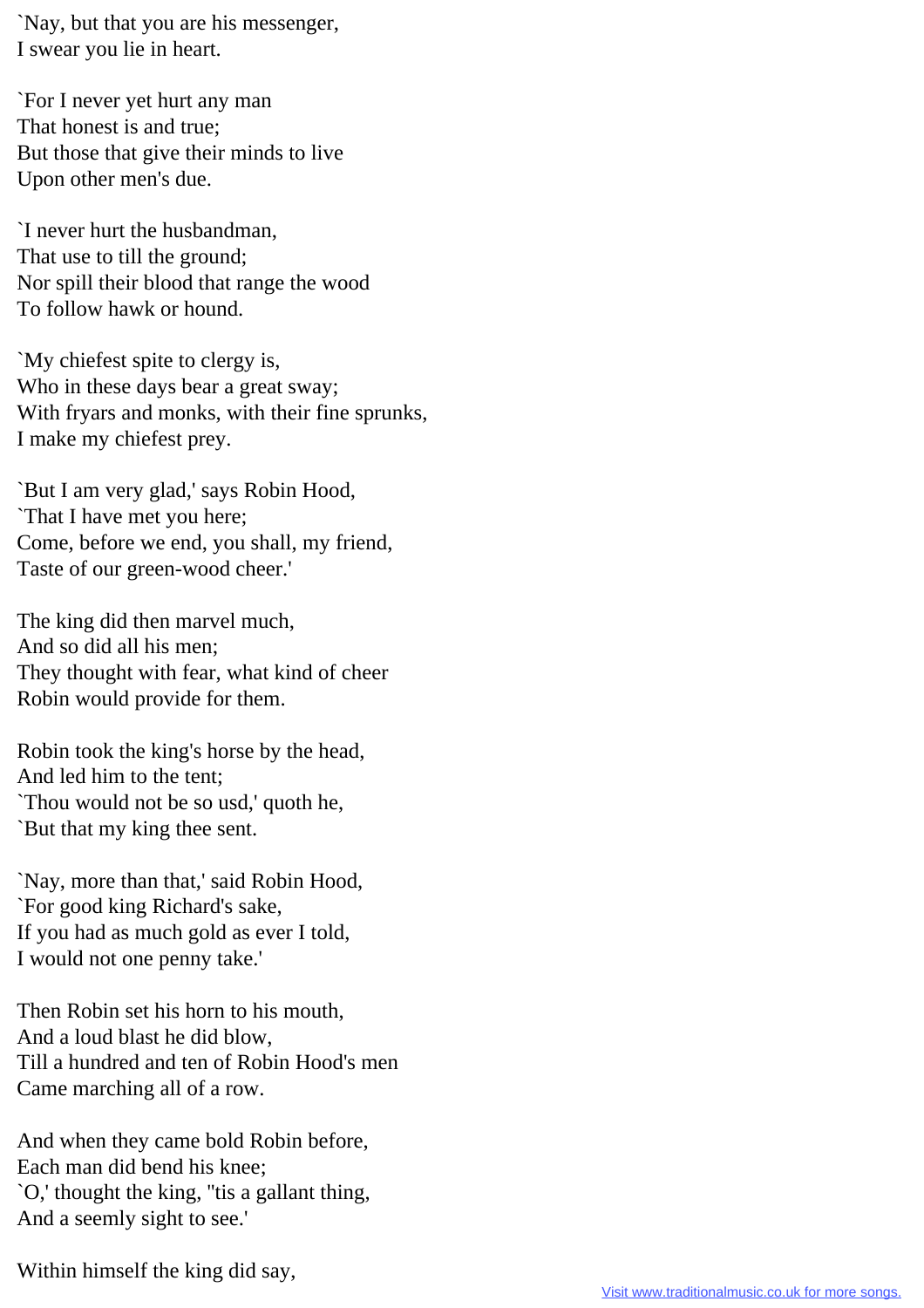`Nay, but that you are his messenger,  
I swear you lie in heart.

`For I never yet hurt any man  
That honest is and true;  
But those that give their minds to live  
Upon other men's due.

`I never hurt the husbandman,  
That use to till the ground;  
Nor spill their blood that range the wood  
To follow hawk or hound.

`My chiefest spite to clergy is,  
Who in these days bear a great sway;  
With fryars and monks, with their fine sprunks,  
I make my chiefest prey.

`But I am very glad,' says Robin Hood,  
`That I have met you here;  
Come, before we end, you shall, my friend,  
Taste of our green-wood cheer.'

The king did then marvel much,  
And so did all his men;  
They thought with fear, what kind of cheer  
Robin would provide for them.

Robin took the king's horse by the head,  
And led him to the tent;  
`Thou would not be so usd,' quoth he,  
`But that my king thee sent.

`Nay, more than that,' said Robin Hood,  
`For good king Richard's sake,  
If you had as much gold as ever I told,  
I would not one penny take.'

Then Robin set his horn to his mouth,  
And a loud blast he did blow,  
Till a hundred and ten of Robin Hood's men  
Came marching all of a row.

And when they came bold Robin before,  
Each man did bend his knee;  
`O,' thought the king, ''tis a gallant thing,  
And a seemly sight to see.'

Within himself the king did say,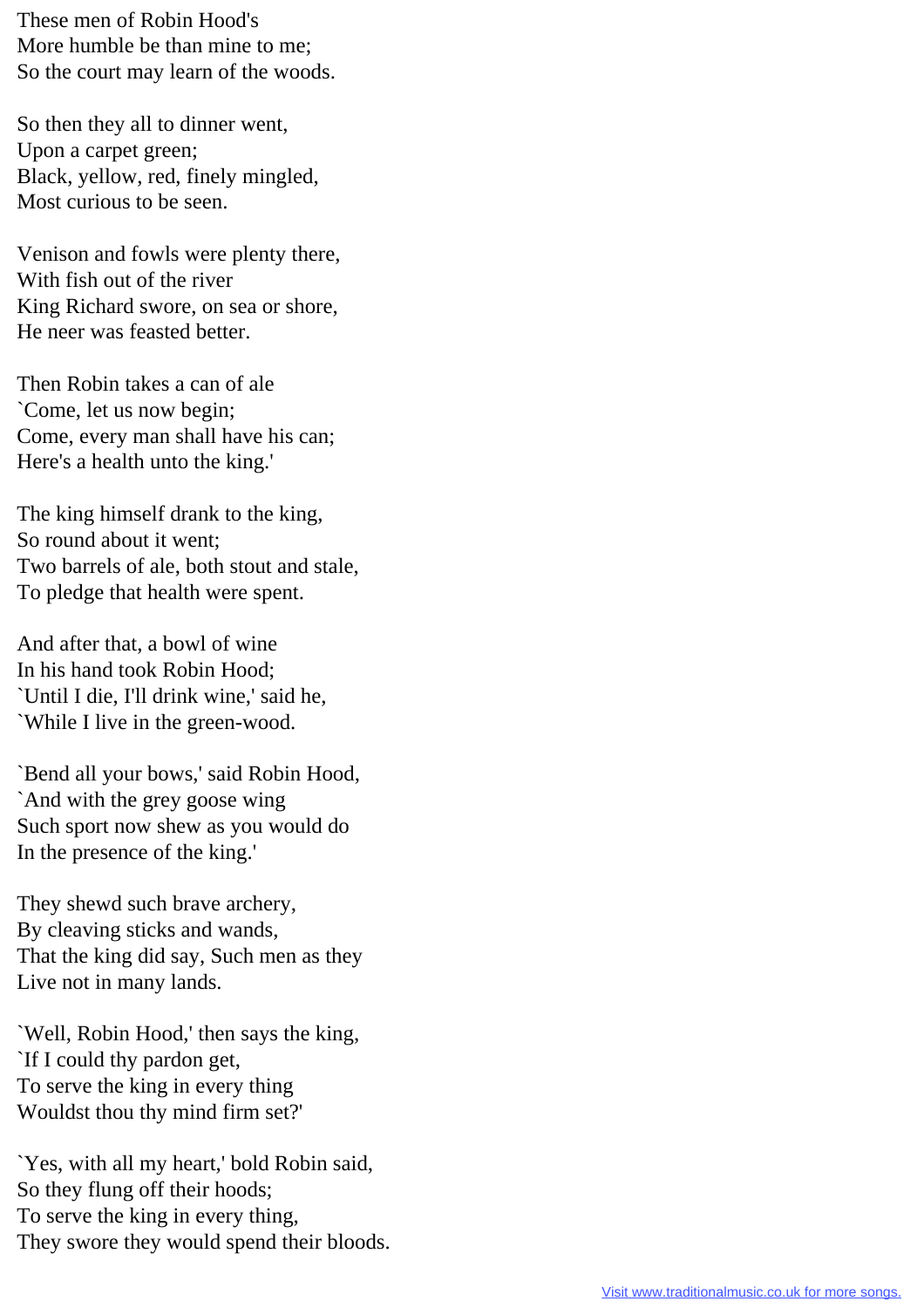These men of Robin Hood's
More humble be than mine to me;
So the court may learn of the woods.

So then they all to dinner went,
Upon a carpet green;
Black, yellow, red, finely mingled,
Most curious to be seen.

Venison and fowls were plenty there,
With fish out of the river
King Richard swore, on sea or shore,
He neer was feasted better.

Then Robin takes a can of ale
`Come, let us now begin;
Come, every man shall have his can;
Here's a health unto the king.'

The king himself drank to the king,
So round about it went;
Two barrels of ale, both stout and stale,
To pledge that health were spent.

And after that, a bowl of wine
In his hand took Robin Hood;
`Until I die, I'll drink wine,' said he,
`While I live in the green-wood.

`Bend all your bows,' said Robin Hood,
`And with the grey goose wing
Such sport now shew as you would do
In the presence of the king.'

They shewd such brave archery,
By cleaving sticks and wands,
That the king did say, Such men as they
Live not in many lands.

`Well, Robin Hood,' then says the king,
`If I could thy pardon get,
To serve the king in every thing
Wouldst thou thy mind firm set?'

`Yes, with all my heart,' bold Robin said,
So they flung off their hoods;
To serve the king in every thing,
They swore they would spend their bloods.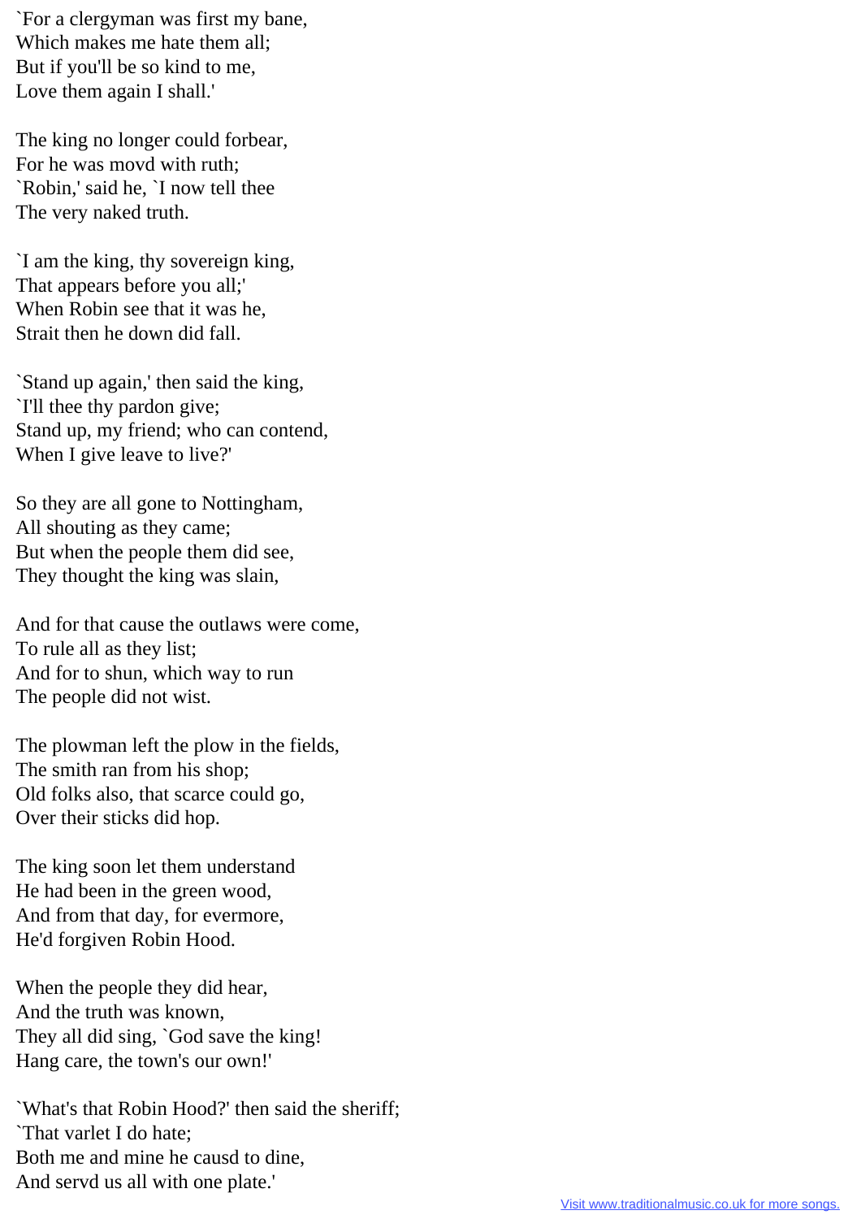`For a clergyman was first my bane,
Which makes me hate them all;
But if you'll be so kind to me,
Love them again I shall.'

The king no longer could forbear,
For he was movd with ruth;
`Robin,' said he, `I now tell thee
The very naked truth.

`I am the king, thy sovereign king,
That appears before you all;'
When Robin see that it was he,
Strait then he down did fall.

`Stand up again,' then said the king,
`I'll thee thy pardon give;
Stand up, my friend; who can contend,
When I give leave to live?'

So they are all gone to Nottingham,
All shouting as they came;
But when the people them did see,
They thought the king was slain,

And for that cause the outlaws were come,
To rule all as they list;
And for to shun, which way to run
The people did not wist.

The plowman left the plow in the fields,
The smith ran from his shop;
Old folks also, that scarce could go,
Over their sticks did hop.

The king soon let them understand
He had been in the green wood,
And from that day, for evermore,
He'd forgiven Robin Hood.

When the people they did hear,
And the truth was known,
They all did sing, `God save the king!
Hang care, the town's our own!'

`What's that Robin Hood?' then said the sheriff;
`That varlet I do hate;
Both me and mine he causd to dine,
And servd us all with one plate.'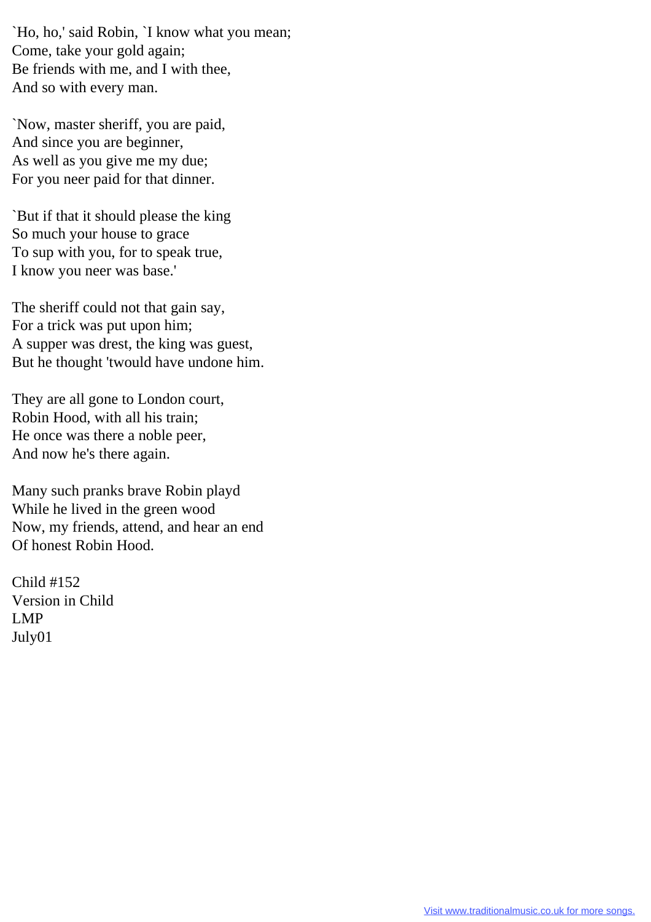`Ho, ho,' said Robin, `I know what you mean;
Come, take your gold again;
Be friends with me, and I with thee,
And so with every man.

`Now, master sheriff, you are paid,
And since you are beginner,
As well as you give me my due;
For you neer paid for that dinner.

`But if that it should please the king
So much your house to grace
To sup with you, for to speak true,
I know you neer was base.'

The sheriff could not that gain say,
For a trick was put upon him;
A supper was drest, the king was guest,
But he thought 'twould have undone him.

They are all gone to London court,
Robin Hood, with all his train;
He once was there a noble peer,
And now he's there again.

Many such pranks brave Robin playd
While he lived in the green wood
Now, my friends, attend, and hear an end
Of honest Robin Hood.

Child #152
Version in Child
LMP
July01